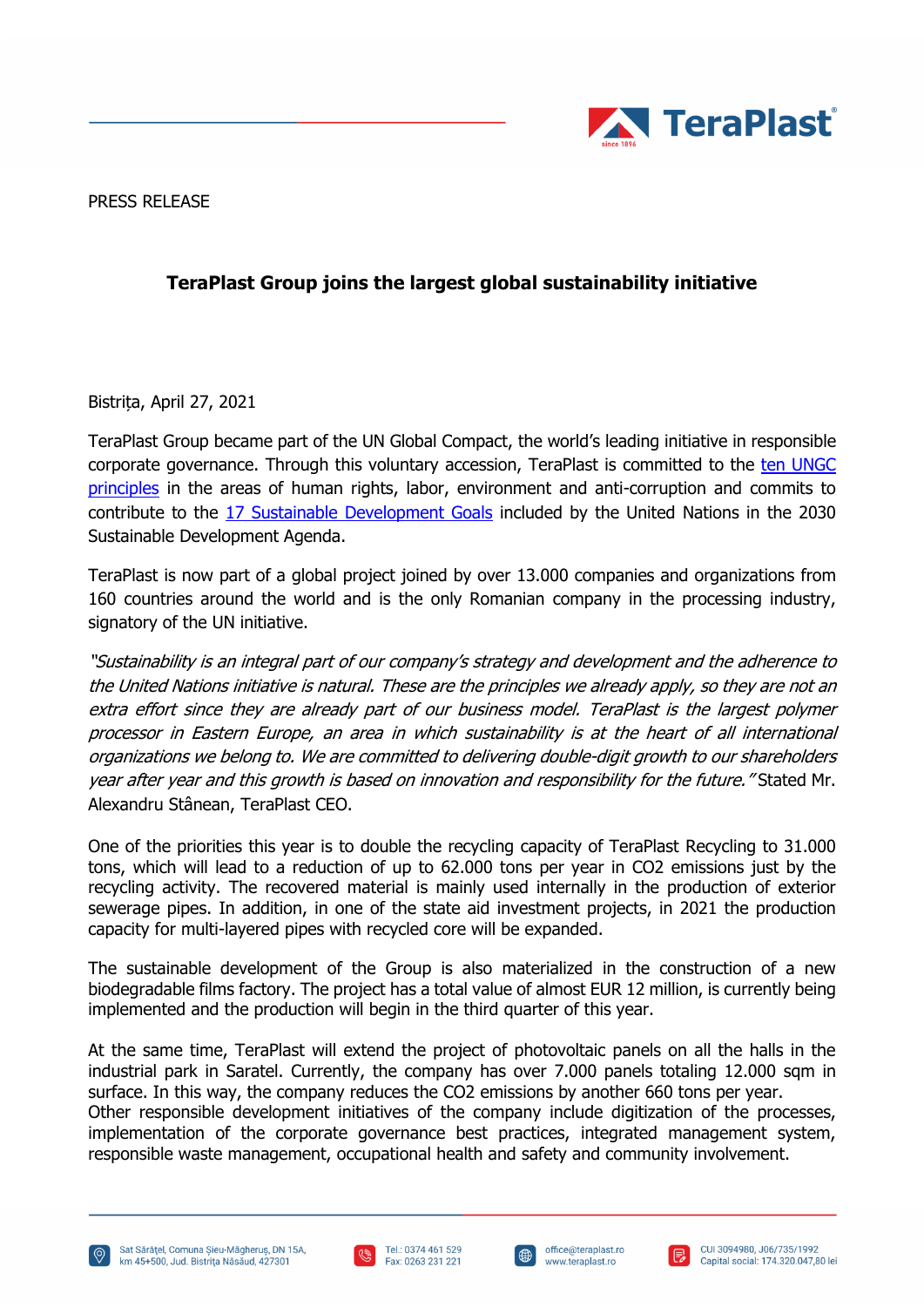PRESS RELEASE

## TeraPlast Group joins the largest global sustainability initiative

Bistrița, April 27, 2021

TeraPlast Group became part of the UN Global Compact, the world's leading initiative in responsible corporate governance. Through this voluntary accession, TeraPlast is committed to the ten UNGC principles in the areas of human rights, labor, environment and anti-corruption and commits to contribute to the 17 Sustainable Development Goals included by the United Nations in the 2030 Sustainable Development Agenda.

TeraPlast is now part of a global project joined by over 13.000 companies and organizations from 160 countries around the world and is the only Romanian company in the processing industry, signatory of the UN initiative.

*"Sustainability is an integral part of our company's strategy and development and the adherence to the United Nations initiative is natural. These are the principles we already apply, so they are not an extra effort since they are already part of our business model. TeraPlast is the largest polymer processor in Eastern Europe, an area in which sustainability is at the heart of all international organizations we belong to. We are committed to delivering double-digit growth to our shareholders year after year and this growth is based on innovation and responsibility for the future."* Stated Mr. Alexandru Stânean, TeraPlast CEO.

One of the priorities this year is to double the recycling capacity of TeraPlast Recycling to 31.000 tons, which will lead to a reduction of up to 62.000 tons per year in $CO_2$ emissions just by the recycling activity. The recovered material is mainly used internally in the production of exterior sewerage pipes. In addition, in one of the state aid investment projects, in 2021 the production capacity for multi-layered pipes with recycled core will be expanded.

The sustainable development of the Group is also materialized in the construction of a new biodegradable films factory. The project has a total value of almost EUR 12 million, is currently being implemented and the production will begin in the third quarter of this year.

At the same time, TeraPlast will extend the project of photovoltaic panels on all the halls in the industrial park in Saratel. Currently, the company has over 7.000 panels totaling 12.000 sqm in surface. In this way, the company reduces the $CO_2$ emissions by another 660 tons per year.
Other responsible development initiatives of the company include digitization of the processes, implementation of the corporate governance best practices, integrated management system, responsible waste management, occupational health and safety and community involvement.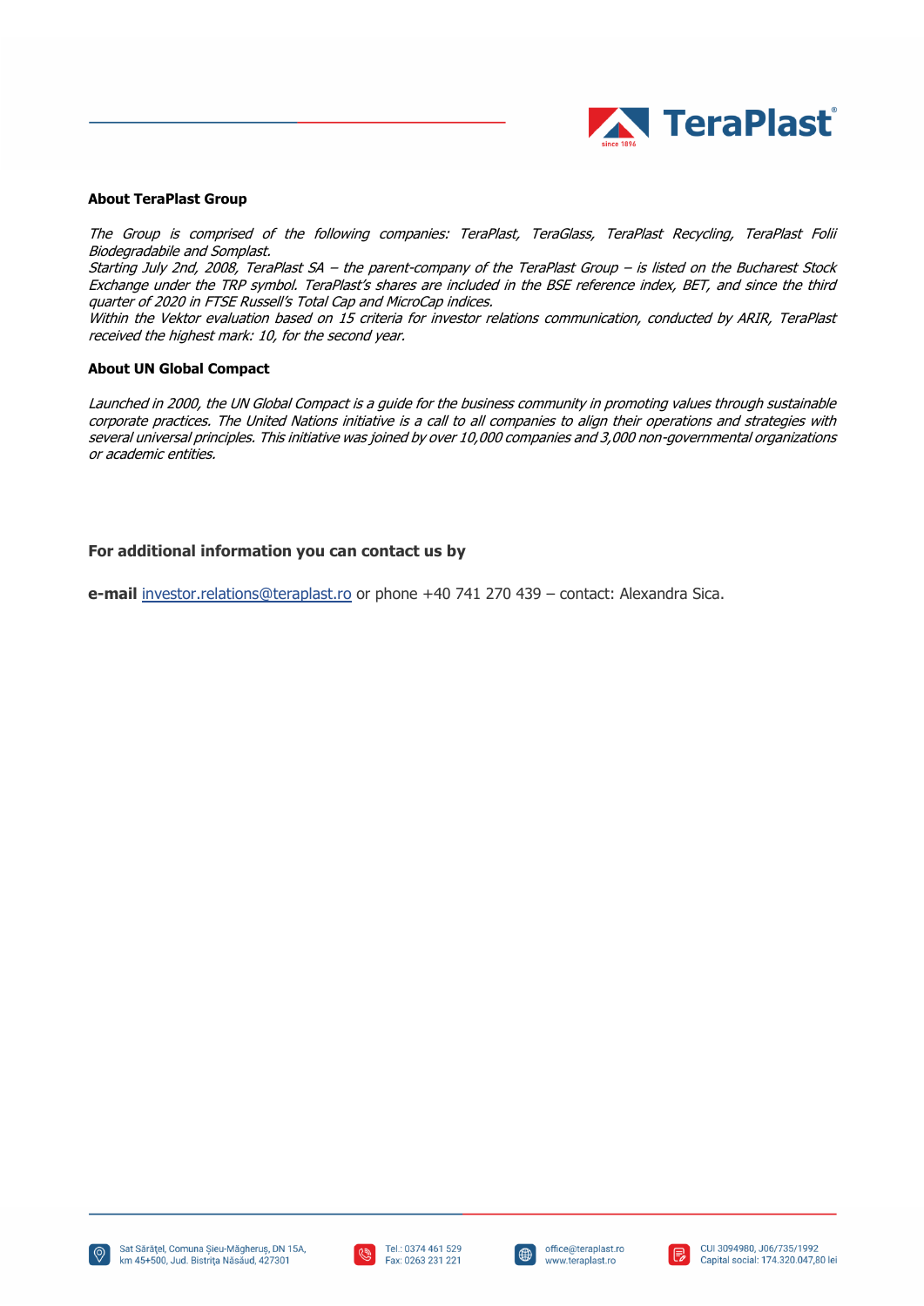**About TeraPlast Group**

*The Group is comprised of the following companies: TeraPlast, TeraGlass, TeraPlast Recycling, TeraPlast Folii Biodegradabile and Somplast.*
*Starting July 2nd, 2008, TeraPlast SA – the parent-company of the TeraPlast Group – is listed on the Bucharest Stock Exchange under the TRP symbol. TeraPlast's shares are included in the BSE reference index, BET, and since the third quarter of 2020 in FTSE Russell's Total Cap and MicroCap indices.*
*Within the Vektor evaluation based on 15 criteria for investor relations communication, conducted by ARIR, TeraPlast received the highest mark: 10, for the second year.*

**About UN Global Compact**

*Launched in 2000, the UN Global Compact is a guide for the business community in promoting values through sustainable corporate practices. The United Nations initiative is a call to all companies to align their operations and strategies with several universal principles. This initiative was joined by over 10,000 companies and 3,000 non-governmental organizations or academic entities.*

**For additional information you can contact us by**

**e-mail** investor.relations@teraplast.ro or phone +40 741 270 439 – contact: Alexandra Sica.